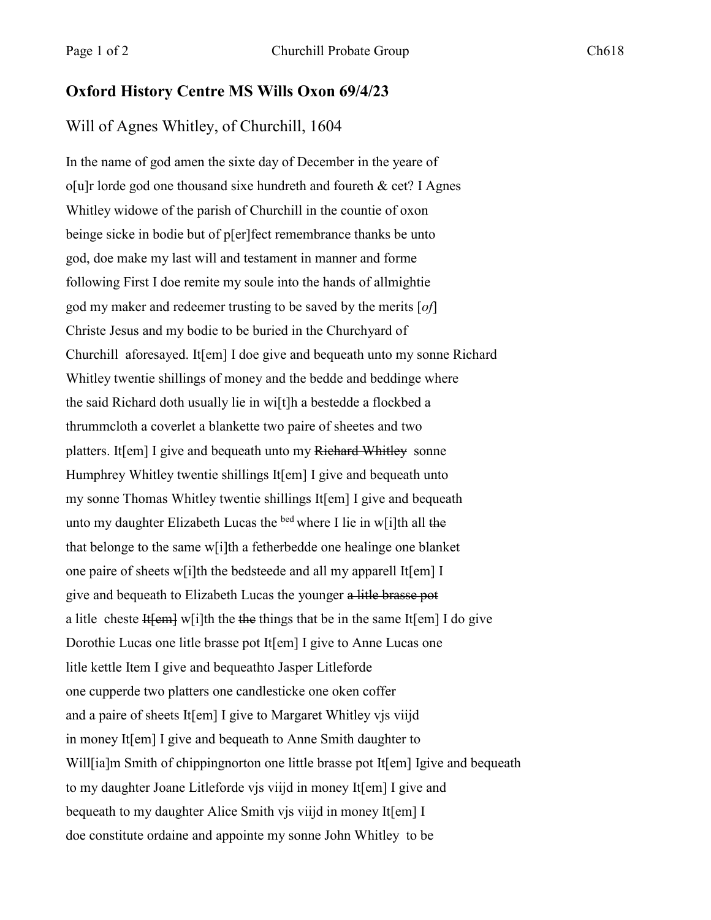## Oxford History Centre MS Wills Oxon 69/4/23

Will of Agnes Whitley, of Churchill, 1604

In the name of god amen the sixte day of December in the yeare of
o[u]r lorde god one thousand sixe hundreth and foureth & cet? I Agnes
Whitley widowe of the parish of Churchill in the countie of oxon
beinge sicke in bodie but of p[er]fect remembrance thanks be unto
god, doe make my last will and testament in manner and forme
following First I doe remite my soule into the hands of allmightie
god my maker and redeemer trusting to be saved by the merits [*of*]
Christe Jesus and my bodie to be buried in the Churchyard of
Churchill aforesayed. It[em] I doe give and bequeath unto my sonne Richard
Whitley twentie shillings of money and the bedde and beddinge where
the said Richard doth usually lie in wi[t]h a bestedde a flockbed a
thrummcloth a coverlet a blankette two paire of sheetes and two
platters. It[em] I give and bequeath unto my ~~Richard Whitley~~ sonne
Humphrey Whitley twentie shillings It[em] I give and bequeath unto
my sonne Thomas Whitley twentie shillings It[em] I give and bequeath
unto my daughter Elizabeth Lucas the bed where I lie in w[i]th all ~~the~~
that belonge to the same w[i]th a fetherbedde one healinge one blanket
one paire of sheets w[i]th the bedsteede and all my apparell It[em] I
give and bequeath to Elizabeth Lucas the younger ~~a litle brasse pot~~
a litle cheste ~~It[em]~~ w[i]th the ~~the~~ things that be in the same It[em] I do give
Dorothie Lucas one litle brasse pot It[em] I give to Anne Lucas one
litle kettle Item I give and bequeathto Jasper Litleforde
one cupperde two platters one candlesticke one oken coffer
and a paire of sheets It[em] I give to Margaret Whitley vjs viijd
in money It[em] I give and bequeath to Anne Smith daughter to
Will[ia]m Smith of chippingnorton one little brasse pot It[em] Igive and bequeath
to my daughter Joane Litleforde vjs viijd in money It[em] I give and
bequeath to my daughter Alice Smith vjs viijd in money It[em] I
doe constitute ordaine and appointe my sonne John Whitley to be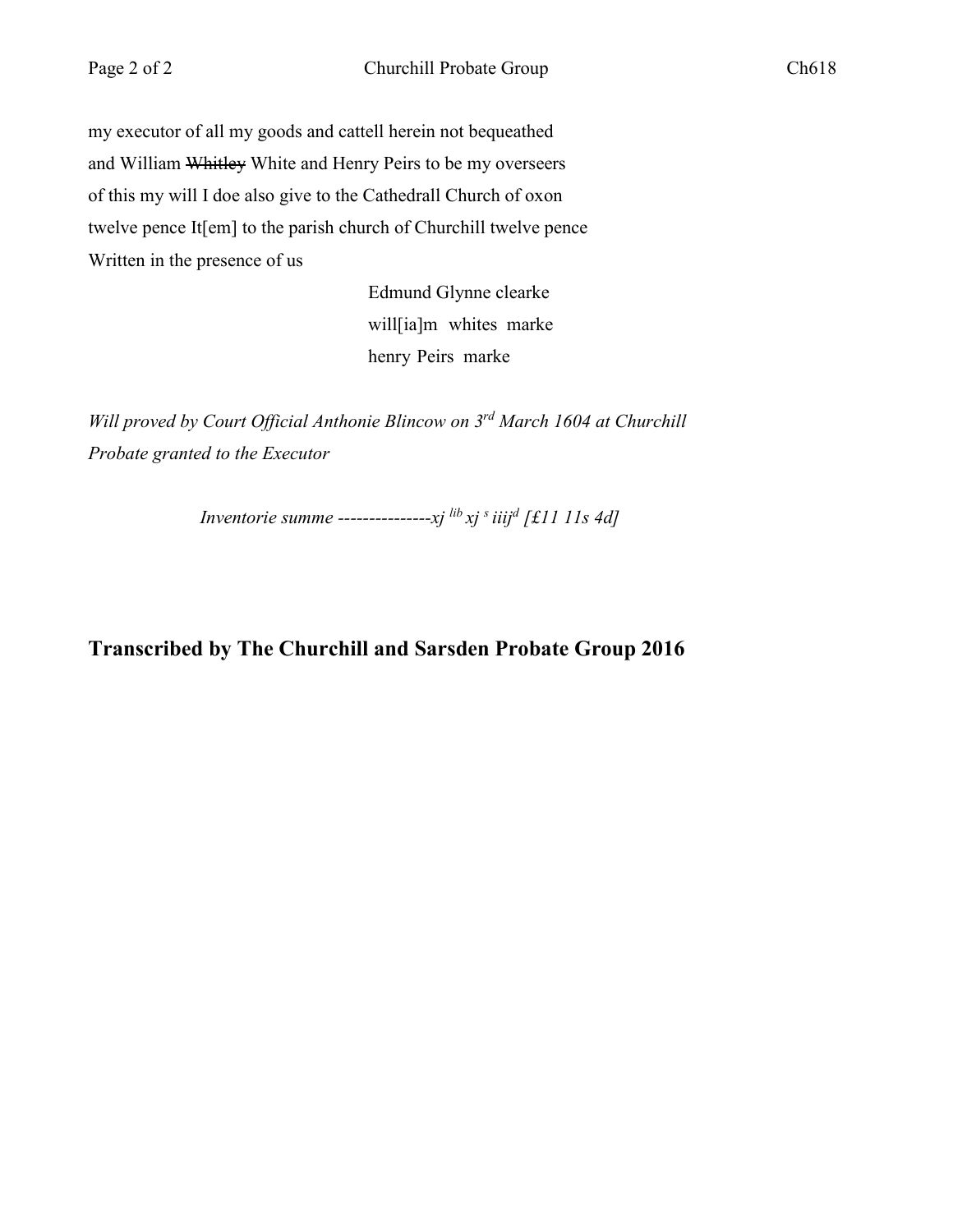my executor of all my goods and cattell herein not bequeathed
and William ~~Whitley~~ White and Henry Peirs to be my overseers
of this my will I doe also give to the Cathedrall Church of oxon
twelve pence It[em] to the parish church of Churchill twelve pence
Written in the presence of us

Edmund Glynne clearke
will[ia]m whites marke
henry Peirs marke

*Will proved by Court Official Anthonie Blincow on 3rd March 1604 at Churchill*
*Probate granted to the Executor*

*Inventorie summe ---------------xj lib xj s iiij d [£11 11s 4d]*

**Transcribed by The Churchill and Sarsden Probate Group 2016**